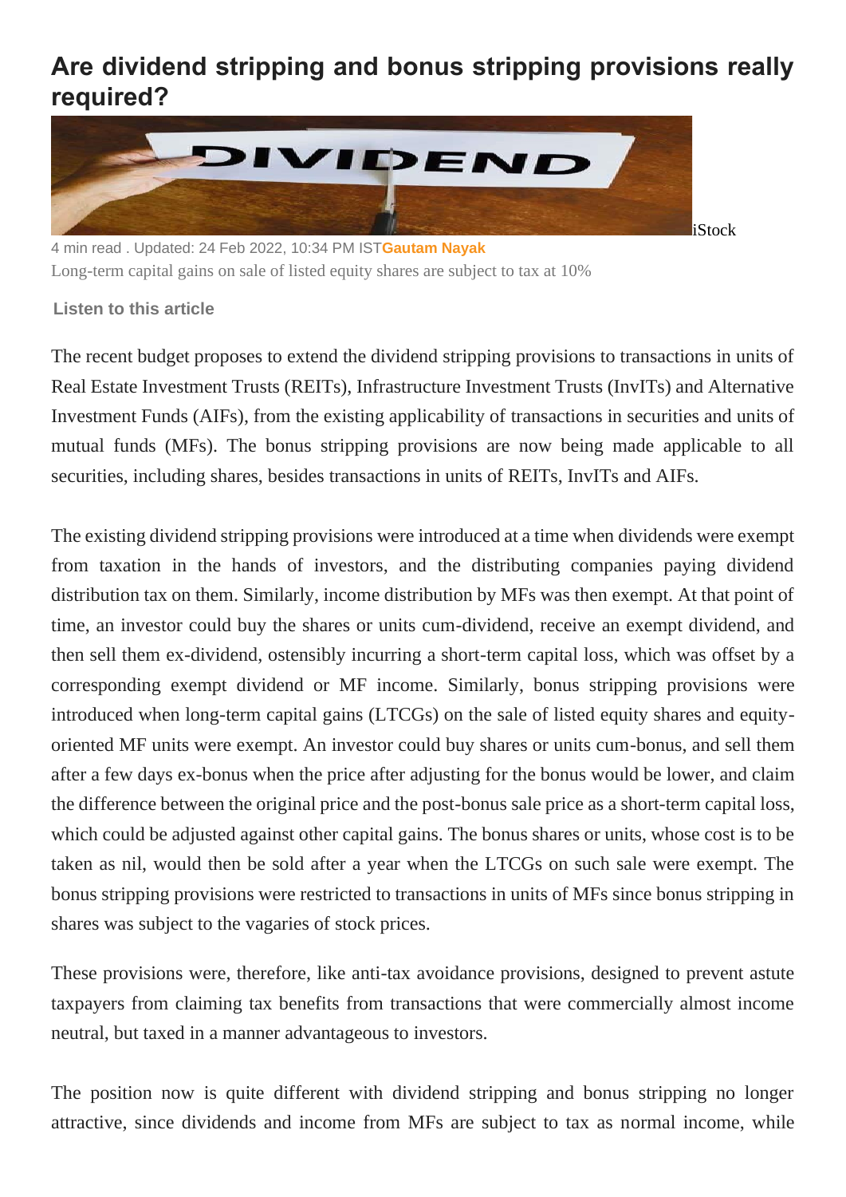# Are dividend stripping and bonus stripping provisions really required?

iStock

4 min read . Updated: 24 Feb 2022, 10:34 PM IST **Gautam Nayak**

Long-term capital gains on sale of listed equity shares are subject to tax at 10%

**Listen to this article**

The recent budget proposes to extend the dividend stripping provisions to transactions in units of Real Estate Investment Trusts (REITs), Infrastructure Investment Trusts (InvITs) and Alternative Investment Funds (AIFs), from the existing applicability of transactions in securities and units of mutual funds (MFs). The bonus stripping provisions are now being made applicable to all securities, including shares, besides transactions in units of REITs, InvITs and AIFs.

The existing dividend stripping provisions were introduced at a time when dividends were exempt from taxation in the hands of investors, and the distributing companies paying dividend distribution tax on them. Similarly, income distribution by MFs was then exempt. At that point of time, an investor could buy the shares or units cum-dividend, receive an exempt dividend, and then sell them ex-dividend, ostensibly incurring a short-term capital loss, which was offset by a corresponding exempt dividend or MF income. Similarly, bonus stripping provisions were introduced when long-term capital gains (LTCGs) on the sale of listed equity shares and equity-oriented MF units were exempt. An investor could buy shares or units cum-bonus, and sell them after a few days ex-bonus when the price after adjusting for the bonus would be lower, and claim the difference between the original price and the post-bonus sale price as a short-term capital loss, which could be adjusted against other capital gains. The bonus shares or units, whose cost is to be taken as nil, would then be sold after a year when the LTCGs on such sale were exempt. The bonus stripping provisions were restricted to transactions in units of MFs since bonus stripping in shares was subject to the vagaries of stock prices.

These provisions were, therefore, like anti-tax avoidance provisions, designed to prevent astute taxpayers from claiming tax benefits from transactions that were commercially almost income neutral, but taxed in a manner advantageous to investors.

The position now is quite different with dividend stripping and bonus stripping no longer attractive, since dividends and income from MFs are subject to tax as normal income, while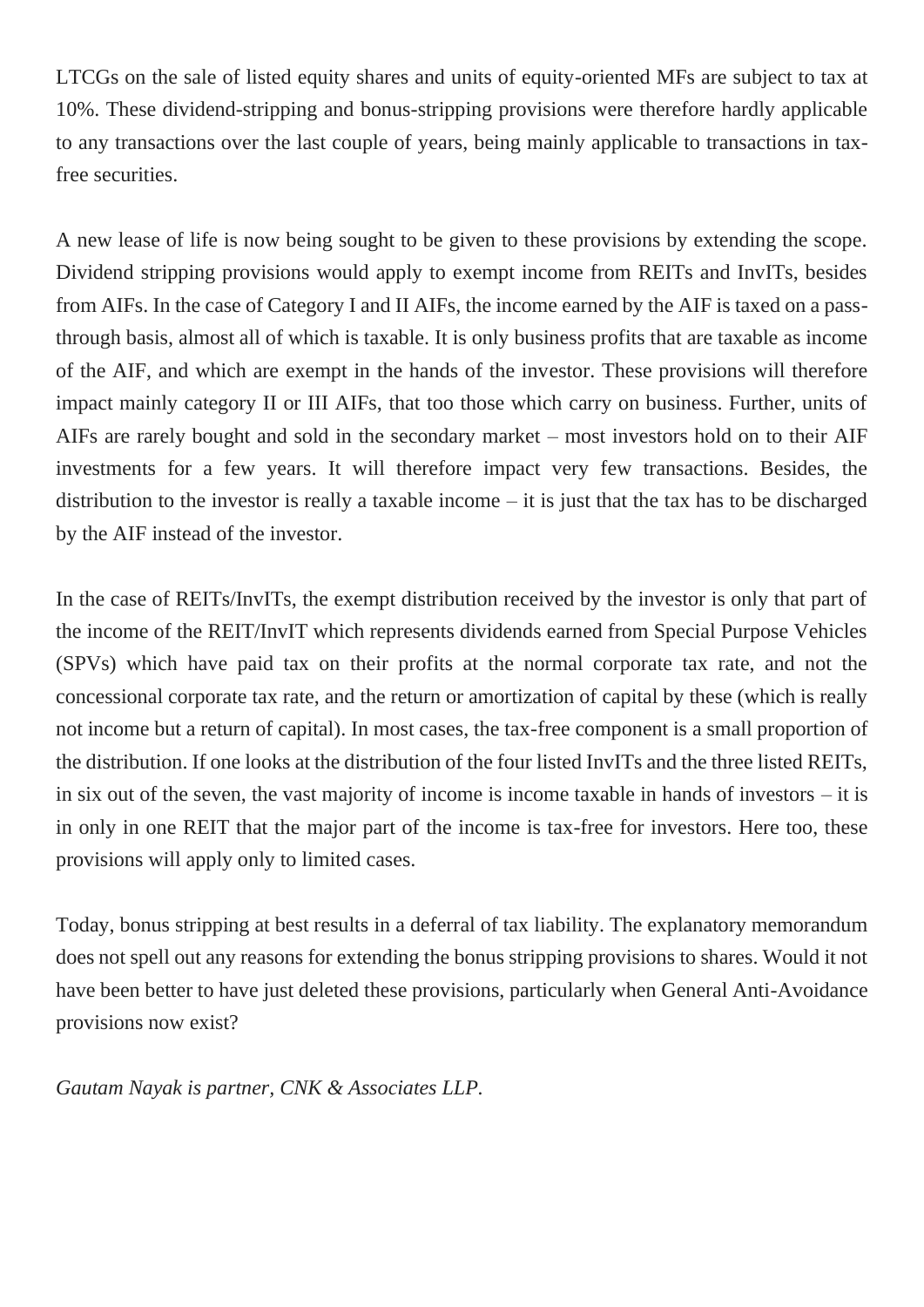LTCGs on the sale of listed equity shares and units of equity-oriented MFs are subject to tax at 10%. These dividend-stripping and bonus-stripping provisions were therefore hardly applicable to any transactions over the last couple of years, being mainly applicable to transactions in tax-free securities.

A new lease of life is now being sought to be given to these provisions by extending the scope. Dividend stripping provisions would apply to exempt income from REITs and InvITs, besides from AIFs. In the case of Category I and II AIFs, the income earned by the AIF is taxed on a pass-through basis, almost all of which is taxable. It is only business profits that are taxable as income of the AIF, and which are exempt in the hands of the investor. These provisions will therefore impact mainly category II or III AIFs, that too those which carry on business. Further, units of AIFs are rarely bought and sold in the secondary market – most investors hold on to their AIF investments for a few years. It will therefore impact very few transactions. Besides, the distribution to the investor is really a taxable income – it is just that the tax has to be discharged by the AIF instead of the investor.

In the case of REITs/InvITs, the exempt distribution received by the investor is only that part of the income of the REIT/InvIT which represents dividends earned from Special Purpose Vehicles (SPVs) which have paid tax on their profits at the normal corporate tax rate, and not the concessional corporate tax rate, and the return or amortization of capital by these (which is really not income but a return of capital). In most cases, the tax-free component is a small proportion of the distribution. If one looks at the distribution of the four listed InvITs and the three listed REITs, in six out of the seven, the vast majority of income is income taxable in hands of investors – it is in only in one REIT that the major part of the income is tax-free for investors. Here too, these provisions will apply only to limited cases.

Today, bonus stripping at best results in a deferral of tax liability. The explanatory memorandum does not spell out any reasons for extending the bonus stripping provisions to shares. Would it not have been better to have just deleted these provisions, particularly when General Anti-Avoidance provisions now exist?

*Gautam Nayak is partner, CNK & Associates LLP.*